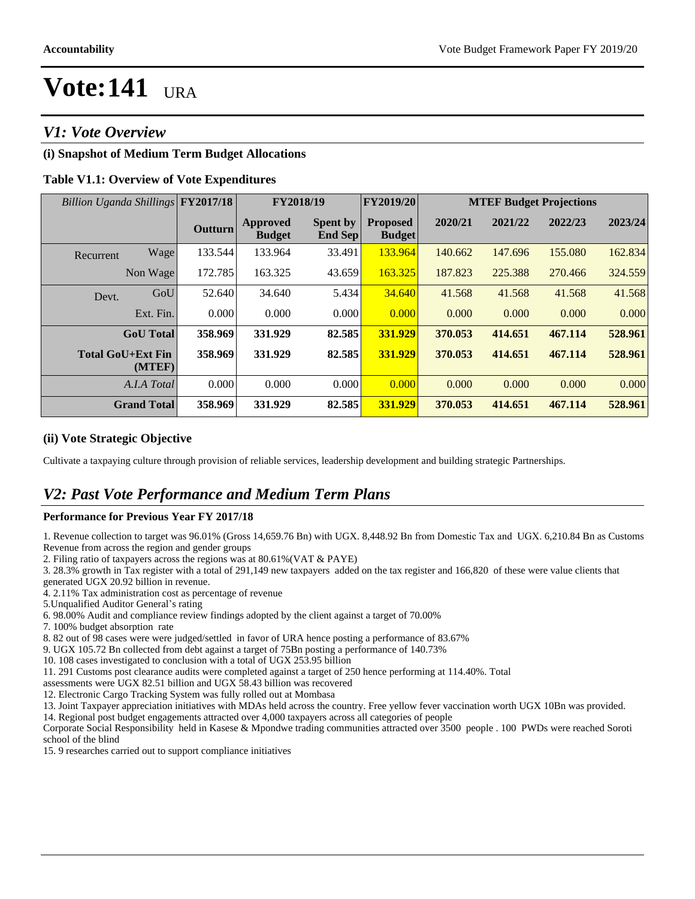# Vote:141 URA

## V1: Vote Overview

### (i) Snapshot of Medium Term Budget Allocations

**Table V1.1: Overview of Vote Expenditures**

| *Billion Uganda Shillings* | | FY2017/18 | FY2018/19 | | FY2019/20 | MTEF Budget Projections | | | |
|---|---|---|---|---|---|---|---|---|---|
| | | **Outturn** | **Approved Budget** | **Spent by End Sep** | **Proposed Budget** | **2020/21** | **2021/22** | **2022/23** | **2023/24** |
| Recurrent | Wage | 133.544 | 133.964 | 33.491 | 133.964 | 140.662 | 147.696 | 155.080 | 162.834 |
| | Non Wage | 172.785 | 163.325 | 43.659 | 163.325 | 187.823 | 225.388 | 270.466 | 324.559 |
| Devt. | GoU | 52.640 | 34.640 | 5.434 | 34.640 | 41.568 | 41.568 | 41.568 | 41.568 |
| | Ext. Fin. | 0.000 | 0.000 | 0.000 | 0.000 | 0.000 | 0.000 | 0.000 | 0.000 |
| | **GoU Total** | **358.969** | **331.929** | **82.585** | **331.929** | **370.053** | **414.651** | **467.114** | **528.961** |
| | **Total GoU+Ext Fin (MTEF)** | **358.969** | **331.929** | **82.585** | **331.929** | **370.053** | **414.651** | **467.114** | **528.961** |
| | *A.I.A Total* | 0.000 | 0.000 | 0.000 | 0.000 | 0.000 | 0.000 | 0.000 | 0.000 |
| | **Grand Total** | **358.969** | **331.929** | **82.585** | **331.929** | **370.053** | **414.651** | **467.114** | **528.961** |

### (ii) Vote Strategic Objective

Cultivate a taxpaying culture through provision of reliable services, leadership development and building strategic Partnerships.

## V2: Past Vote Performance and Medium Term Plans

**Performance for Previous Year FY 2017/18**

1. Revenue collection to target was 96.01% (Gross 14,659.76 Bn) with UGX. 8,448.92 Bn from Domestic Tax and UGX. 6,210.84 Bn as Customs Revenue from across the region and gender groups
2. Filing ratio of taxpayers across the regions was at 80.61%(VAT & PAYE)
3. 28.3% growth in Tax register with a total of 291,149 new taxpayers added on the tax register and 166,820 of these were value clients that generated UGX 20.92 billion in revenue.
4. 2.11% Tax administration cost as percentage of revenue
5.Unqualified Auditor General's rating
6. 98.00% Audit and compliance review findings adopted by the client against a target of 70.00%
7. 100% budget absorption rate
8. 82 out of 98 cases were were judged/settled in favor of URA hence posting a performance of 83.67%
9. UGX 105.72 Bn collected from debt against a target of 75Bn posting a performance of 140.73%
10. 108 cases investigated to conclusion with a total of UGX 253.95 billion
11. 291 Customs post clearance audits were completed against a target of 250 hence performing at 114.40%. Total assessments were UGX 82.51 billion and UGX 58.43 billion was recovered
12. Electronic Cargo Tracking System was fully rolled out at Mombasa
13. Joint Taxpayer appreciation initiatives with MDAs held across the country. Free yellow fever vaccination worth UGX 10Bn was provided.
14. Regional post budget engagements attracted over 4,000 taxpayers across all categories of people

Corporate Social Responsibility held in Kasese & Mpondwe trading communities attracted over 3500 people . 100 PWDs were reached Soroti school of the blind

15. 9 researches carried out to support compliance initiatives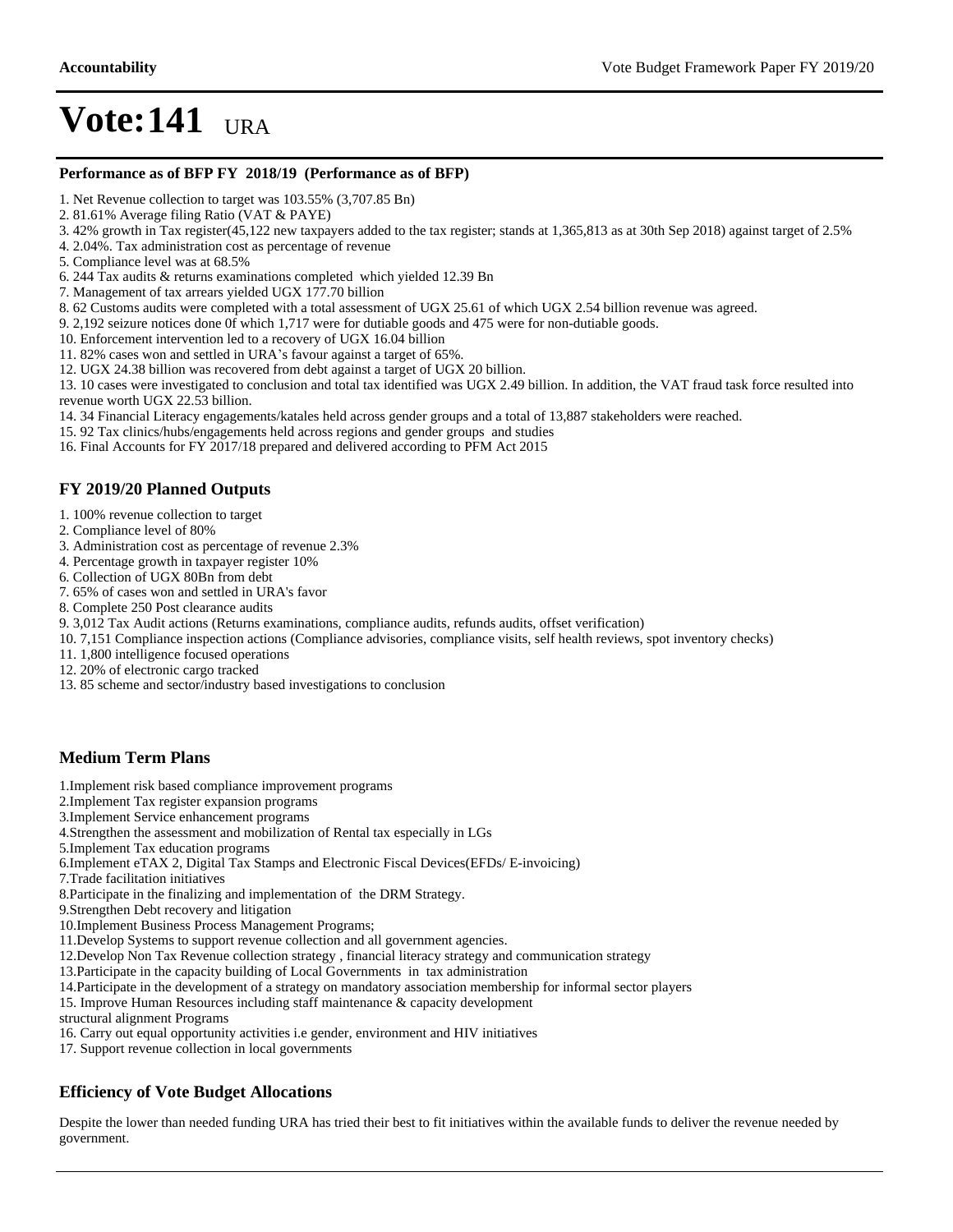# Vote:141 URA

### Performance as of BFP FY 2018/19 (Performance as of BFP)

1. Net Revenue collection to target was 103.55% (3,707.85 Bn)
2. 81.61% Average filing Ratio (VAT & PAYE)
3. 42% growth in Tax register(45,122 new taxpayers added to the tax register; stands at 1,365,813 as at 30th Sep 2018) against target of 2.5%
4. 2.04%. Tax administration cost as percentage of revenue
5. Compliance level was at 68.5%
6. 244 Tax audits & returns examinations completed which yielded 12.39 Bn
7. Management of tax arrears yielded UGX 177.70 billion
8. 62 Customs audits were completed with a total assessment of UGX 25.61 of which UGX 2.54 billion revenue was agreed.
9. 2,192 seizure notices done 0f which 1,717 were for dutiable goods and 475 were for non-dutiable goods.
10. Enforcement intervention led to a recovery of UGX 16.04 billion
11. 82% cases won and settled in URA's favour against a target of 65%.
12. UGX 24.38 billion was recovered from debt against a target of UGX 20 billion.
13. 10 cases were investigated to conclusion and total tax identified was UGX 2.49 billion. In addition, the VAT fraud task force resulted into revenue worth UGX 22.53 billion.
14. 34 Financial Literacy engagements/katales held across gender groups and a total of 13,887 stakeholders were reached.
15. 92 Tax clinics/hubs/engagements held across regions and gender groups and studies
16. Final Accounts for FY 2017/18 prepared and delivered according to PFM Act 2015

## FY 2019/20 Planned Outputs

1. 100% revenue collection to target
2. Compliance level of 80%
3. Administration cost as percentage of revenue 2.3%
4. Percentage growth in taxpayer register 10%
6. Collection of UGX 80Bn from debt
7. 65% of cases won and settled in URA's favor
8. Complete 250 Post clearance audits
9. 3,012 Tax Audit actions (Returns examinations, compliance audits, refunds audits, offset verification)
10. 7,151 Compliance inspection actions (Compliance advisories, compliance visits, self health reviews, spot inventory checks)
11. 1,800 intelligence focused operations
12. 20% of electronic cargo tracked
13. 85 scheme and sector/industry based investigations to conclusion

## Medium Term Plans

1.Implement risk based compliance improvement programs
2.Implement Tax register expansion programs
3.Implement Service enhancement programs
4.Strengthen the assessment and mobilization of Rental tax especially in LGs
5.Implement Tax education programs
6.Implement eTAX 2, Digital Tax Stamps and Electronic Fiscal Devices(EFDs/ E-invoicing)
7.Trade facilitation initiatives
8.Participate in the finalizing and implementation of the DRM Strategy.
9.Strengthen Debt recovery and litigation
10.Implement Business Process Management Programs;
11.Develop Systems to support revenue collection and all government agencies.
12.Develop Non Tax Revenue collection strategy , financial literacy strategy and communication strategy
13.Participate in the capacity building of Local Governments in tax administration
14.Participate in the development of a strategy on mandatory association membership for informal sector players
15. Improve Human Resources including staff maintenance & capacity development structural alignment Programs
16. Carry out equal opportunity activities i.e gender, environment and HIV initiatives
17. Support revenue collection in local governments

## Efficiency of Vote Budget Allocations

Despite the lower than needed funding URA has tried their best to fit initiatives within the available funds to deliver the revenue needed by government.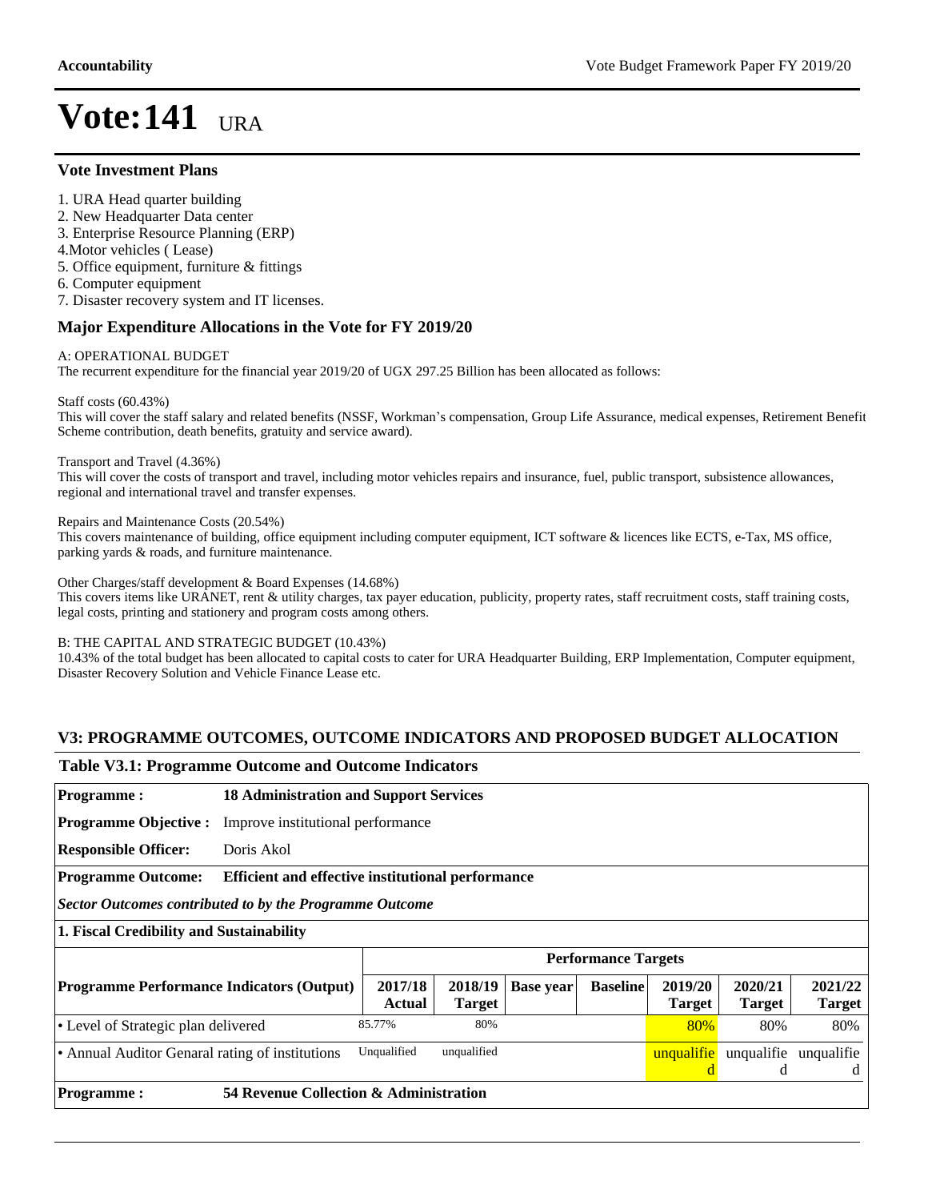# Vote:141 URA

### Vote Investment Plans

1. URA Head quarter building
2. New Headquarter Data center
3. Enterprise Resource Planning (ERP)
4. Motor vehicles ( Lease)
5. Office equipment, furniture & fittings
6. Computer equipment
7. Disaster recovery system and IT licenses.

### Major Expenditure Allocations in the Vote for FY 2019/20

A: OPERATIONAL BUDGET
The recurrent expenditure for the financial year 2019/20 of UGX 297.25 Billion has been allocated as follows:

Staff costs (60.43%)
This will cover the staff salary and related benefits (NSSF, Workman's compensation, Group Life Assurance, medical expenses, Retirement Benefit Scheme contribution, death benefits, gratuity and service award).

Transport and Travel (4.36%)
This will cover the costs of transport and travel, including motor vehicles repairs and insurance, fuel, public transport, subsistence allowances, regional and international travel and transfer expenses.

Repairs and Maintenance Costs (20.54%)
This covers maintenance of building, office equipment including computer equipment, ICT software & licences like ECTS, e-Tax, MS office, parking yards & roads, and furniture maintenance.

Other Charges/staff development & Board Expenses (14.68%)
This covers items like URANET, rent & utility charges, tax payer education, publicity, property rates, staff recruitment costs, staff training costs, legal costs, printing and stationery and program costs among others.

B: THE CAPITAL AND STRATEGIC BUDGET (10.43%)
10.43% of the total budget has been allocated to capital costs to cater for URA Headquarter Building, ERP Implementation, Computer equipment, Disaster Recovery Solution and Vehicle Finance Lease etc.

## V3: PROGRAMME OUTCOMES, OUTCOME INDICATORS AND PROPOSED BUDGET ALLOCATION

### Table V3.1: Programme Outcome and Outcome Indicators

| **Programme :** | **18 Administration and Support Services** | | | | | | | |
|---|---|---|---|---|---|---|---|---|
| **Programme Objective :** | Improve institutional performance | | | | | | | |
| **Responsible Officer:** | Doris Akol | | | | | | | |
| **Programme Outcome:** | **Efficient and effective institutional performance** | | | | | | | |
| ***Sector Outcomes contributed to by the Programme Outcome*** | | | | | | | | |
| **1. Fiscal Credibility and Sustainability** | | | | | | | | |
| | **Performance Targets** | | | | | | | |
| **Programme Performance Indicators (Output)** | **2017/18 Actual** | **2018/19 Target** | **Base year** | **Baseline** | **2019/20 Target** | **2020/21 Target** | **2021/22 Target** | |
| • Level of Strategic plan delivered | 85.77% | 80% | | | 80% | 80% | 80% | |
| • Annual Auditor Genaral rating of institutions | Unqualified | unqualified | | | unqualified | unqualified | unqualified | |
| **Programme :** | **54 Revenue Collection & Administration** | | | | | | | |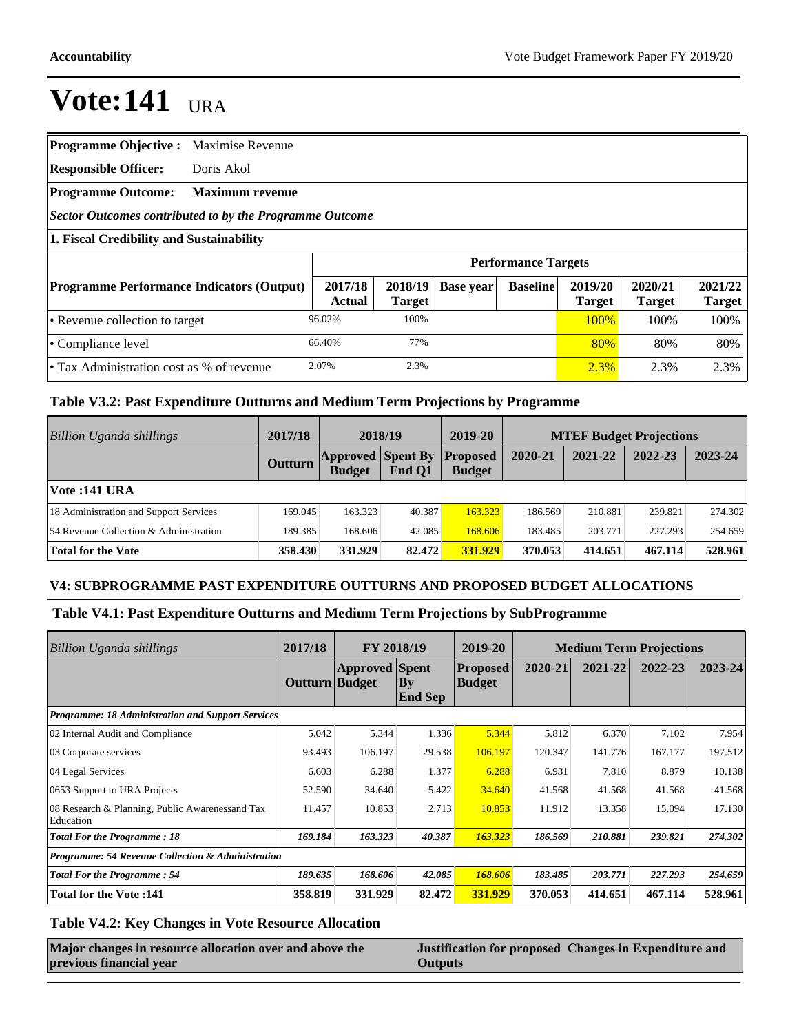# Vote:141 URA

| **Programme Objective :** | Maximise Revenue | | | | | | | |
|---|---|---|---|---|---|---|---|---|
| **Responsible Officer:** | Doris Akol | | | | | | | |
| **Programme Outcome:** | **Maximum revenue** | | | | | | | |
| ***Sector Outcomes contributed to by the Programme Outcome*** | | | | | | | | |
| **1. Fiscal Credibility and Sustainability** | | | | | | | | |
| | **Performance Targets** | | | | | | | |
| **Programme Performance Indicators (Output)** | **2017/18 Actual** | **2018/19 Target** | **Base year** | **Baseline** | **2019/20 Target** | **2020/21 Target** | **2021/22 Target** |
| • Revenue collection to target | 96.02% | 100% | | | 100% | 100% | 100% |
| • Compliance level | 66.40% | 77% | | | 80% | 80% | 80% |
| • Tax Administration cost as % of revenue | 2.07% | 2.3% | | | 2.3% | 2.3% | 2.3% |

### Table V3.2: Past Expenditure Outturns and Medium Term Projections by Programme

| *Billion Uganda shillings* | 2017/18 | 2018/19 | | 2019-20 | MTEF Budget Projections | | | |
|---|---|---|---|---|---|---|---|---|
| | Outturn | Approved Budget | Spent By End Q1 | Proposed Budget | 2020-21 | 2021-22 | 2022-23 | 2023-24 |
| **Vote :141 URA** | | | | | | | | |
| 18 Administration and Support Services | 169.045 | 163.323 | 40.387 | 163.323 | 186.569 | 210.881 | 239.821 | 274.302 |
| 54 Revenue Collection & Administration | 189.385 | 168.606 | 42.085 | 168.606 | 183.485 | 203.771 | 227.293 | 254.659 |
| **Total for the Vote** | **358.430** | **331.929** | **82.472** | **331.929** | **370.053** | **414.651** | **467.114** | **528.961** |

## V4: SUBPROGRAMME PAST EXPENDITURE OUTTURNS AND PROPOSED BUDGET ALLOCATIONS

### Table V4.1: Past Expenditure Outturns and Medium Term Projections by SubProgramme

| *Billion Uganda shillings* | 2017/18 | FY 2018/19 | | 2019-20 | Medium Term Projections | | | |
|---|---|---|---|---|---|---|---|---|
| | Outturn | Approved Budget | Spent By End Sep | Proposed Budget | 2020-21 | 2021-22 | 2022-23 | 2023-24 |
| ***Programme: 18 Administration and Support Services*** | | | | | | | | |
| 02 Internal Audit and Compliance | 5.042 | 5.344 | 1.336 | 5.344 | 5.812 | 6.370 | 7.102 | 7.954 |
| 03 Corporate services | 93.493 | 106.197 | 29.538 | 106.197 | 120.347 | 141.776 | 167.177 | 197.512 |
| 04 Legal Services | 6.603 | 6.288 | 1.377 | 6.288 | 6.931 | 7.810 | 8.879 | 10.138 |
| 0653 Support to URA Projects | 52.590 | 34.640 | 5.422 | 34.640 | 41.568 | 41.568 | 41.568 | 41.568 |
| 08 Research & Planning, Public Awarenessand Tax Education | 11.457 | 10.853 | 2.713 | 10.853 | 11.912 | 13.358 | 15.094 | 17.130 |
| ***Total For the Programme : 18*** | ***169.184*** | ***163.323*** | ***40.387*** | ***163.323*** | ***186.569*** | ***210.881*** | ***239.821*** | ***274.302*** |
| ***Programme: 54 Revenue Collection & Administration*** | | | | | | | | |
| ***Total For the Programme : 54*** | ***189.635*** | ***168.606*** | ***42.085*** | ***168.606*** | ***183.485*** | ***203.771*** | ***227.293*** | ***254.659*** |
| **Total for the Vote :141** | **358.819** | **331.929** | **82.472** | **331.929** | **370.053** | **414.651** | **467.114** | **528.961** |

### Table V4.2: Key Changes in Vote Resource Allocation

| Major changes in resource allocation over and above the previous financial year | Justification for proposed Changes in Expenditure and Outputs |
|---|---|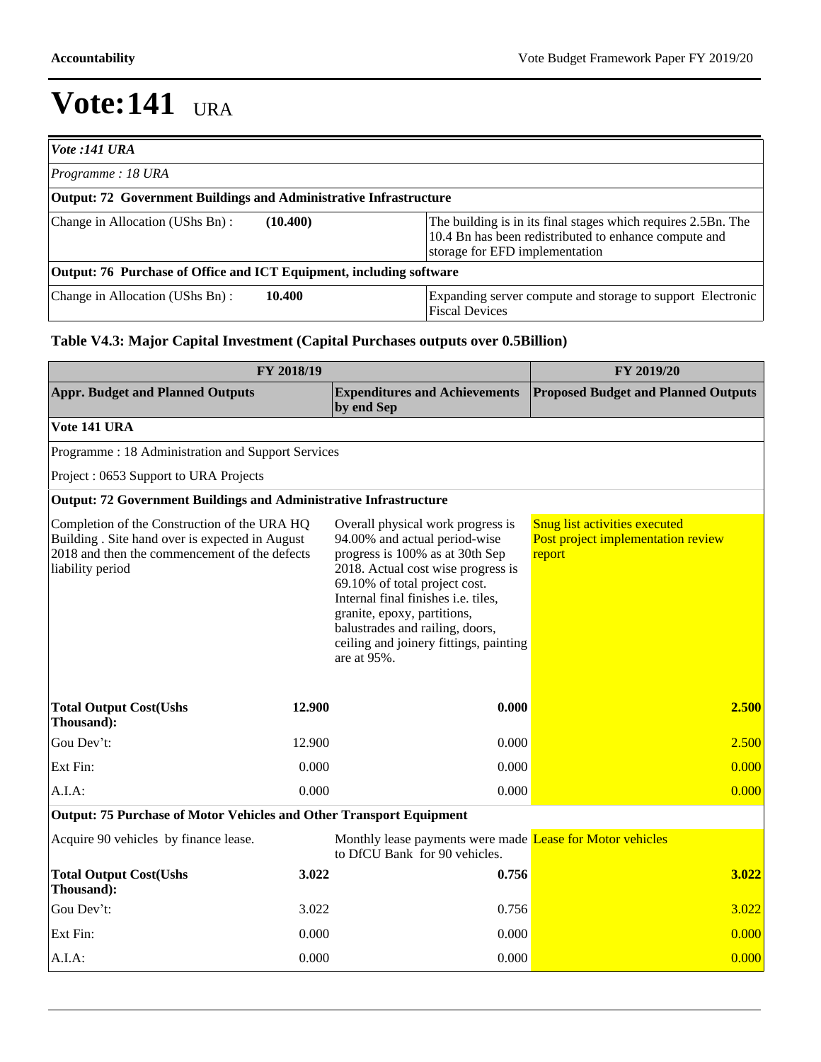# Vote:141 URA

| *Vote :141 URA* | | |
|---|---|---|
| *Programme : 18 URA* | | |
| **Output: 72 Government Buildings and Administrative Infrastructure** | | |
| Change in Allocation (UShs Bn) : | **(10.400)** | The building is in its final stages which requires 2.5Bn. The 10.4 Bn has been redistributed to enhance compute and storage for EFD implementation |
| **Output: 76 Purchase of Office and ICT Equipment, including software** | | |
| Change in Allocation (UShs Bn) : | **10.400** | Expanding server compute and storage to support Electronic Fiscal Devices |

### Table V4.3: Major Capital Investment (Capital Purchases outputs over 0.5Billion)

| FY 2018/19 | | | FY 2019/20 |
|---|---|---|---|
| **Appr. Budget and Planned Outputs** | | **Expenditures and Achievements by end Sep** | **Proposed Budget and Planned Outputs** |
| **Vote 141 URA** | | | |
| Programme : 18 Administration and Support Services | | | |
| Project : 0653 Support to URA Projects | | | |
| **Output: 72 Government Buildings and Administrative Infrastructure** | | | |
| Completion of the Construction of the URA HQ Building . Site hand over is expected in August 2018 and then the commencement of the defects liability period | | Overall physical work progress is 94.00% and actual period-wise progress is 100% as at 30th Sep 2018. Actual cost wise progress is 69.10% of total project cost. Internal final finishes i.e. tiles, granite, epoxy, partitions, balustrades and railing, doors, ceiling and joinery fittings, painting are at 95%. | Snug list activities executed<br>Post project implementation review report |
| **Total Output Cost(Ushs Thousand):** | **12.900** | **0.000** | **2.500** |
| Gou Dev't: | 12.900 | 0.000 | 2.500 |
| Ext Fin: | 0.000 | 0.000 | 0.000 |
| A.I.A: | 0.000 | 0.000 | 0.000 |
| **Output: 75 Purchase of Motor Vehicles and Other Transport Equipment** | | | |
| Acquire 90 vehicles by finance lease. | | Monthly lease payments were made to DfCU Bank for 90 vehicles. | Lease for Motor vehicles |
| **Total Output Cost(Ushs Thousand):** | **3.022** | **0.756** | **3.022** |
| Gou Dev't: | 3.022 | 0.756 | 3.022 |
| Ext Fin: | 0.000 | 0.000 | 0.000 |
| A.I.A: | 0.000 | 0.000 | 0.000 |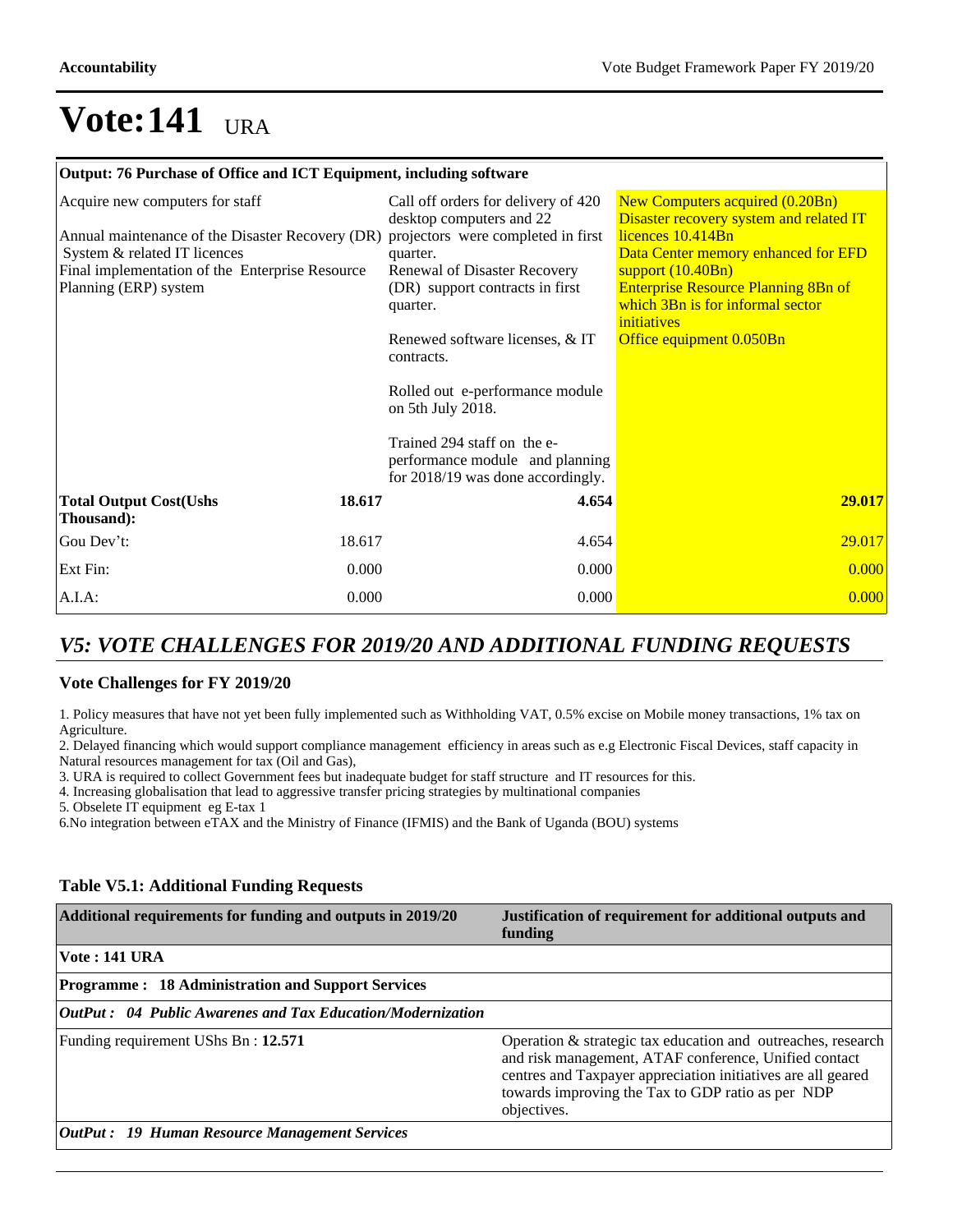# Vote:141 URA

| Output: 76 Purchase of Office and ICT Equipment, including software | | | |
|---|---|---|---|
| Acquire new computers for staff<br><br>Annual maintenance of the Disaster Recovery (DR) System & related IT licences<br>Final implementation of the Enterprise Resource Planning (ERP) system | | Call off orders for delivery of 420 desktop computers and 22 projectors were completed in first quarter.<br>Renewal of Disaster Recovery (DR) support contracts in first quarter.<br><br>Renewed software licenses, & IT contracts.<br><br>Rolled out e-performance module on 5th July 2018.<br><br>Trained 294 staff on the e-performance module and planning for 2018/19 was done accordingly. | New Computers acquired (0.20Bn)<br>Disaster recovery system and related IT licences 10.414Bn<br>Data Center memory enhanced for EFD support (10.40Bn)<br>Enterprise Resource Planning 8Bn of which 3Bn is for informal sector initiatives<br>Office equipment 0.050Bn |
| **Total Output Cost(Ushs Thousand):** | **18.617** | **4.654** | **29.017** |
| Gou Dev't: | 18.617 | 4.654 | 29.017 |
| Ext Fin: | 0.000 | 0.000 | 0.000 |
| A.I.A: | 0.000 | 0.000 | 0.000 |

## *V5: VOTE CHALLENGES FOR 2019/20 AND ADDITIONAL FUNDING REQUESTS*

### Vote Challenges for FY 2019/20

1. Policy measures that have not yet been fully implemented such as Withholding VAT, 0.5% excise on Mobile money transactions, 1% tax on Agriculture.
2. Delayed financing which would support compliance management efficiency in areas such as e.g Electronic Fiscal Devices, staff capacity in Natural resources management for tax (Oil and Gas),
3. URA is required to collect Government fees but inadequate budget for staff structure and IT resources for this.
4. Increasing globalisation that lead to aggressive transfer pricing strategies by multinational companies
5. Obselete IT equipment eg E-tax 1
6. No integration between eTAX and the Ministry of Finance (IFMIS) and the Bank of Uganda (BOU) systems

### Table V5.1: Additional Funding Requests

| Additional requirements for funding and outputs in 2019/20 | Justification of requirement for additional outputs and funding |
|---|---|
| **Vote : 141 URA** | |
| **Programme : 18 Administration and Support Services** | |
| ***OutPut : 04 Public Awarenes and Tax Education/Modernization*** | |
| Funding requirement UShs Bn : **12.571** | Operation & strategic tax education and outreaches, research and risk management, ATAF conference, Unified contact centres and Taxpayer appreciation initiatives are all geared towards improving the Tax to GDP ratio as per NDP objectives. |
| ***OutPut : 19 Human Resource Management Services*** | |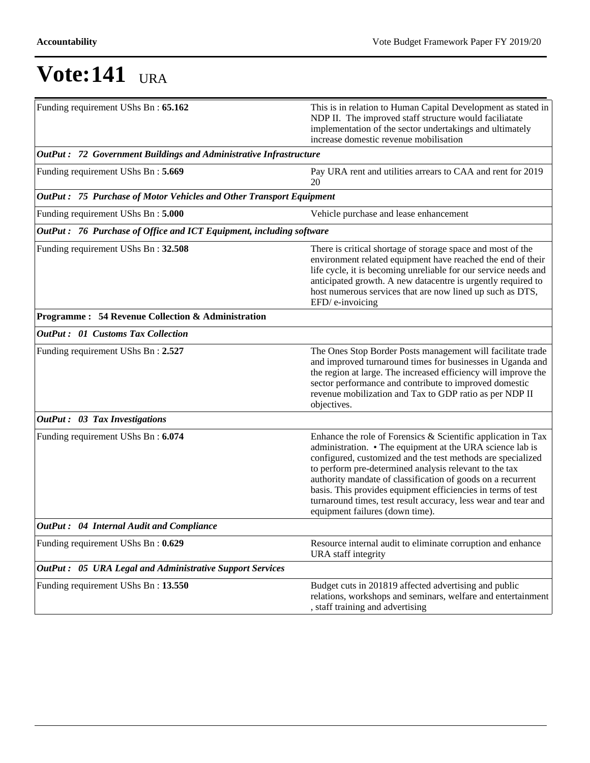# Vote:141 URA

| | |
|---|---|
| Funding requirement UShs Bn : **65.162** | This is in relation to Human Capital Development as stated in NDP II. The improved staff structure would faciliatate implementation of the sector undertakings and ultimately increase domestic revenue mobilisation |
| ***OutPut : 72 Government Buildings and Administrative Infrastructure*** | |
| Funding requirement UShs Bn : **5.669** | Pay URA rent and utilities arrears to CAA and rent for 2019 20 |
| ***OutPut : 75 Purchase of Motor Vehicles and Other Transport Equipment*** | |
| Funding requirement UShs Bn : **5.000** | Vehicle purchase and lease enhancement |
| ***OutPut : 76 Purchase of Office and ICT Equipment, including software*** | |
| Funding requirement UShs Bn : **32.508** | There is critical shortage of storage space and most of the environment related equipment have reached the end of their life cycle, it is becoming unreliable for our service needs and anticipated growth. A new datacentre is urgently required to host numerous services that are now lined up such as DTS, EFD/ e-invoicing |
| **Programme : 54 Revenue Collection & Administration** | |
| ***OutPut : 01 Customs Tax Collection*** | |
| Funding requirement UShs Bn : **2.527** | The Ones Stop Border Posts management will facilitate trade and improved turnaround times for businesses in Uganda and the region at large. The increased efficiency will improve the sector performance and contribute to improved domestic revenue mobilization and Tax to GDP ratio as per NDP II objectives. |
| ***OutPut : 03 Tax Investigations*** | |
| Funding requirement UShs Bn : **6.074** | Enhance the role of Forensics & Scientific application in Tax administration. • The equipment at the URA science lab is configured, customized and the test methods are specialized to perform pre-determined analysis relevant to the tax authority mandate of classification of goods on a recurrent basis. This provides equipment efficiencies in terms of test turnaround times, test result accuracy, less wear and tear and equipment failures (down time). |
| ***OutPut : 04 Internal Audit and Compliance*** | |
| Funding requirement UShs Bn : **0.629** | Resource internal audit to eliminate corruption and enhance URA staff integrity |
| ***OutPut : 05 URA Legal and Administrative Support Services*** | |
| Funding requirement UShs Bn : **13.550** | Budget cuts in 201819 affected advertising and public relations, workshops and seminars, welfare and entertainment , staff training and advertising |